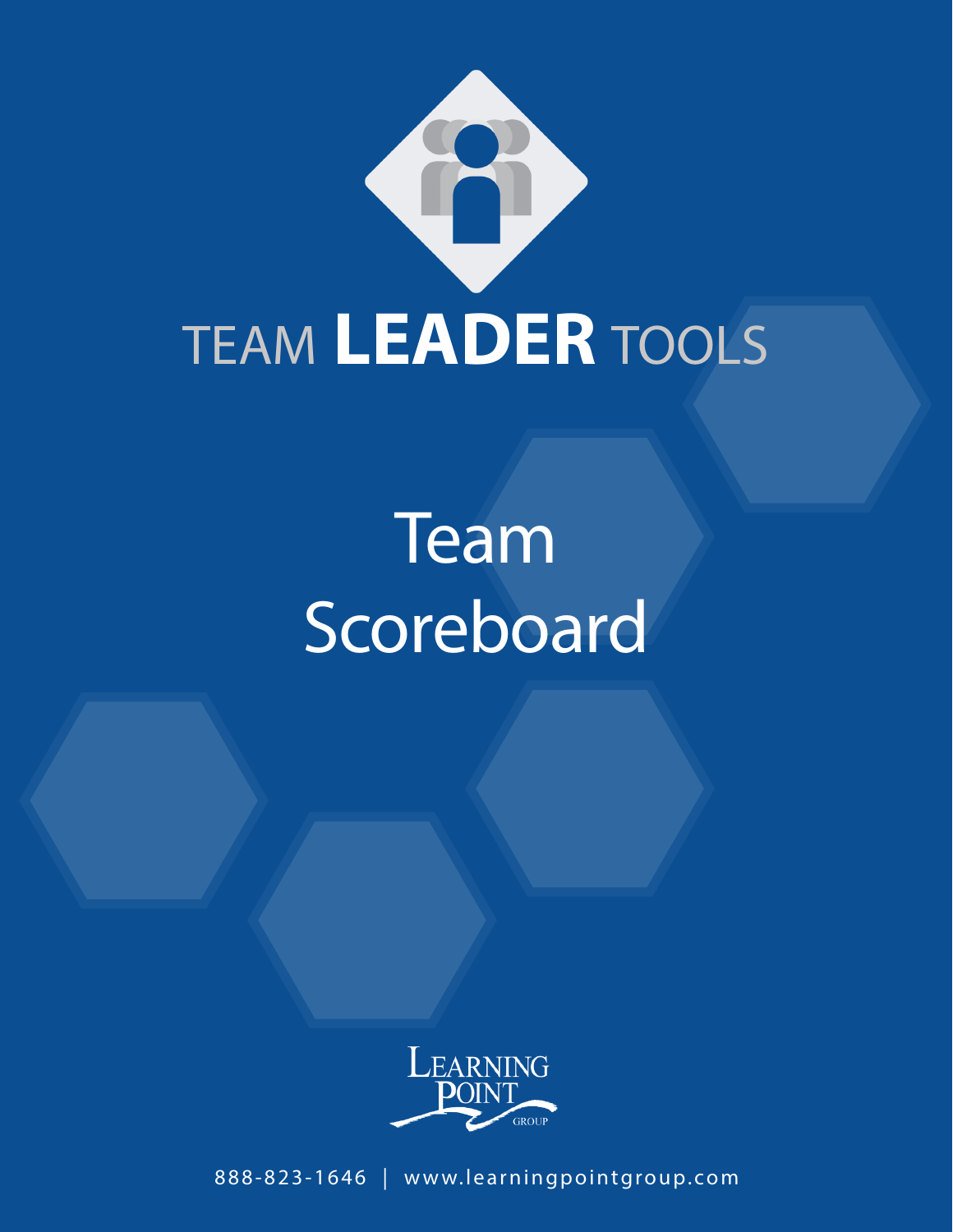TEAM **LEADER** TOOLS

# Team Scoreboard

LEARNING POINT GROUP

888-823-1646 | www.learningpointgroup.com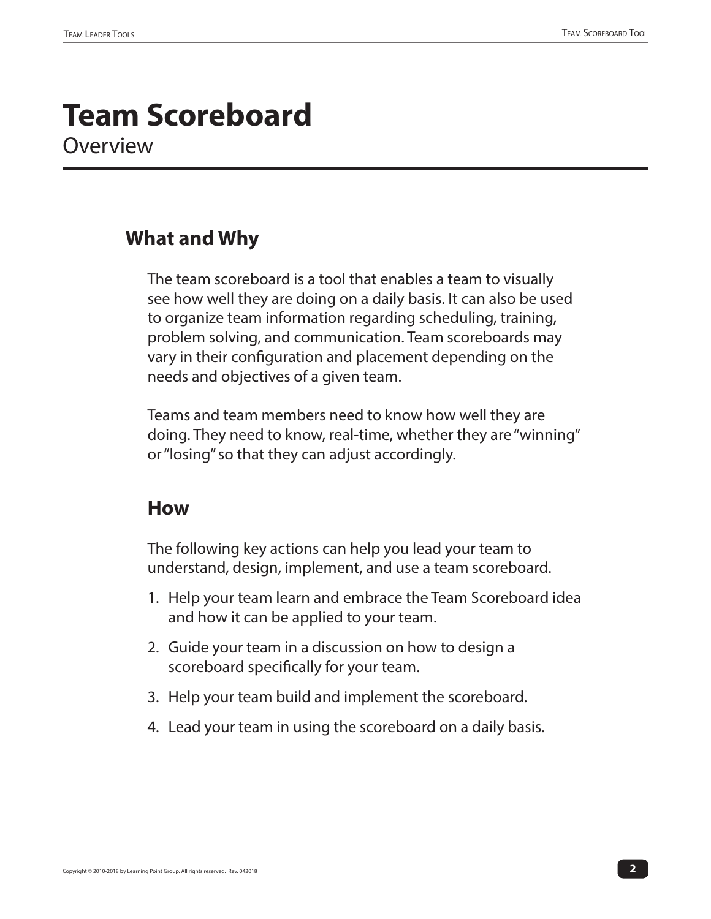# Team Scoreboard

Overview

## What and Why

The team scoreboard is a tool that enables a team to visually see how well they are doing on a daily basis. It can also be used to organize team information regarding scheduling, training, problem solving, and communication. Team scoreboards may vary in their configuration and placement depending on the needs and objectives of a given team.

Teams and team members need to know how well they are doing. They need to know, real-time, whether they are "winning" or "losing" so that they can adjust accordingly.

## How

The following key actions can help you lead your team to understand, design, implement, and use a team scoreboard.

1. Help your team learn and embrace the Team Scoreboard idea and how it can be applied to your team.
2. Guide your team in a discussion on how to design a scoreboard specifically for your team.
3. Help your team build and implement the scoreboard.
4. Lead your team in using the scoreboard on a daily basis.

Copyright © 2010-2018 by Learning Point Group. All rights reserved. Rev. 042018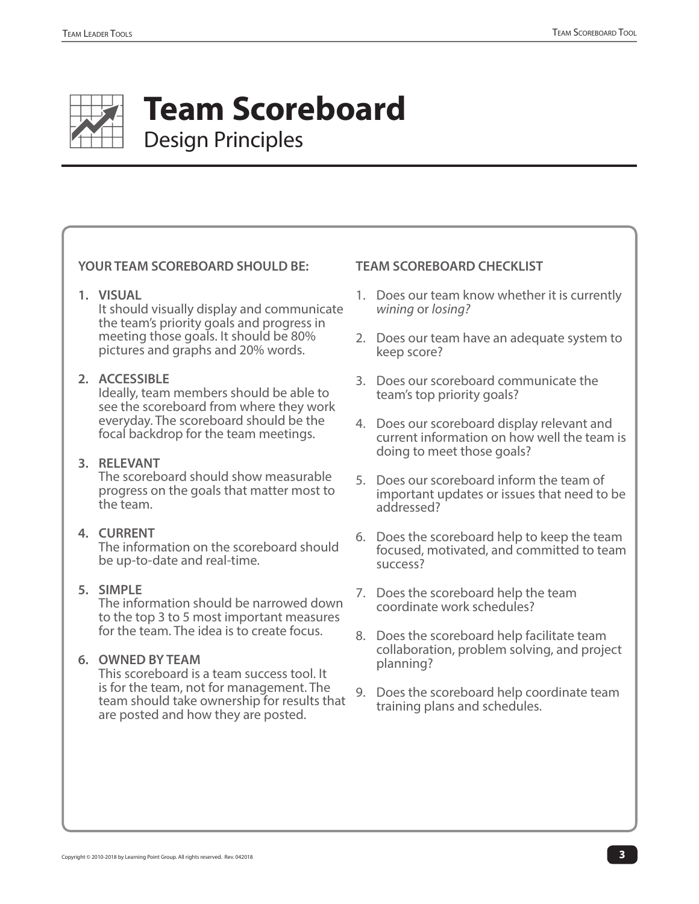# Team Scoreboard

## Design Principles

### YOUR TEAM SCOREBOARD SHOULD BE:

1. **VISUAL**
   It should visually display and communicate the team's priority goals and progress in meeting those goals. It should be 80% pictures and graphs and 20% words.

2. **ACCESSIBLE**
   Ideally, team members should be able to see the scoreboard from where they work everyday. The scoreboard should be the focal backdrop for the team meetings.

3. **RELEVANT**
   The scoreboard should show measurable progress on the goals that matter most to the team.

4. **CURRENT**
   The information on the scoreboard should be up-to-date and real-time.

5. **SIMPLE**
   The information should be narrowed down to the top 3 to 5 most important measures for the team. The idea is to create focus.

6. **OWNED BY TEAM**
   This scoreboard is a team success tool. It is for the team, not for management. The team should take ownership for results that are posted and how they are posted.

### TEAM SCOREBOARD CHECKLIST

1. Does our team know whether it is currently *wining* or *losing?*

2. Does our team have an adequate system to keep score?

3. Does our scoreboard communicate the team's top priority goals?

4. Does our scoreboard display relevant and current information on how well the team is doing to meet those goals?

5. Does our scoreboard inform the team of important updates or issues that need to be addressed?

6. Does the scoreboard help to keep the team focused, motivated, and committed to team success?

7. Does the scoreboard help the team coordinate work schedules?

8. Does the scoreboard help facilitate team collaboration, problem solving, and project planning?

9. Does the scoreboard help coordinate team training plans and schedules.

Copyright © 2010-2018 by Learning Point Group. All rights reserved. Rev. 042018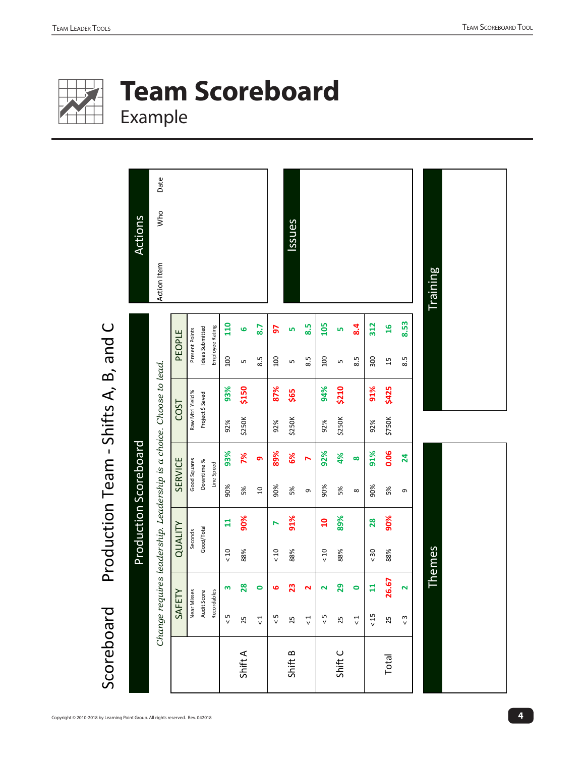# Team Scoreboard

## Example

### Scoreboard — Production Team - Shifts A, B, and C

**Production Scoreboard**

*Change requires leadership. Leadership is a choice. Choose to lead.*

| | | SAFETY | | QUALITY | | SERVICE | | COST | | PEOPLE | |
|---|---|---|---|---|---|---|---|---|---|---|---|
| | | Near Misses / Audit Score / Recordables | | Seconds / Good/Total | | Good Squares / Downtime % / Line Speed | | Raw Mtrl Yeld % / Project $ Saved | | Present Points / Ideas Submitted / Employee Rating | |
| Shift A | | < 5 | 3 | < 10 | 11 | 90% | 93% | 92% | 93% | 100 | 110 |
| | | 25 | 28 | 88% | 90% | 5% | 7% | $250K | $150 | 5 | 6 |
| | | < 1 | 0 | | | 10 | 9 | | | 8.5 | 8.7 |
| Shift B | | < 5 | 6 | < 10 | 7 | 90% | 89% | 92% | 87% | 100 | 97 |
| | | 25 | 23 | 88% | 91% | 5% | 6% | $250K | $65 | 5 | 5 |
| | | < 1 | 2 | | | 9 | 7 | | | 8.5 | 8.5 |
| Shift C | | < 5 | 2 | < 10 | 10 | 90% | 92% | 92% | 94% | 100 | 105 |
| | | 25 | 29 | 88% | 89% | 5% | 4% | $250K | $210 | 5 | 5 |
| | | < 1 | 0 | | | 8 | 8 | | | 8.5 | 8.4 |
| Total | | < 15 | 11 | < 30 | 28 | 90% | 91% | 92% | 91% | 300 | 312 |
| | | 25 | 26.67 | 88% | 90% | 5% | 0.06 | $750K | $425 | 15 | 16 |
| | | < 3 | 2 | | | 9 | 24 | | | 8.5 | 8.53 |

**Actions**

| Action Item | Who | Date |
|---|---|---|
| | | |

**Issues**

**Themes**

**Training**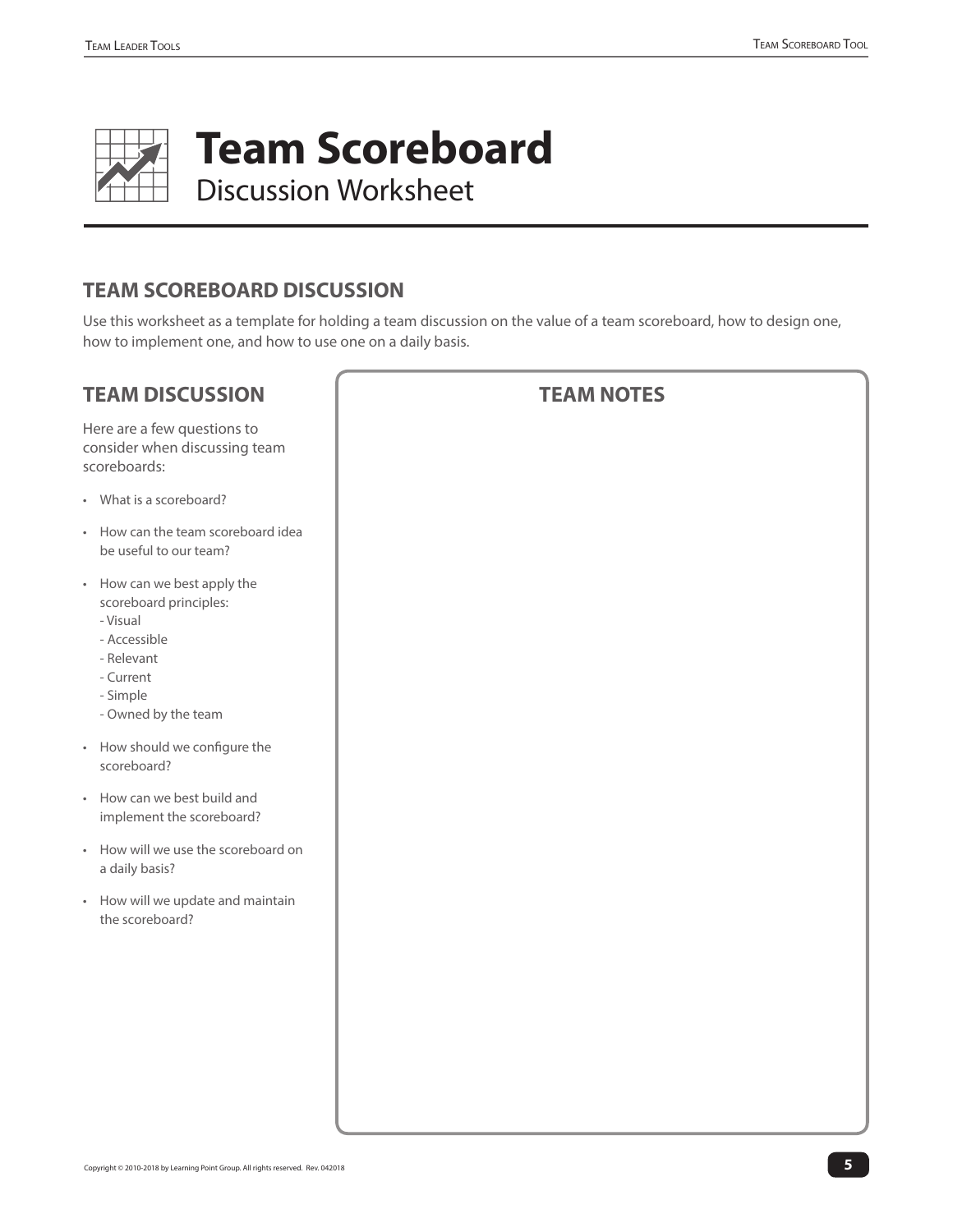# Team Scoreboard

Discussion Worksheet

## TEAM SCOREBOARD DISCUSSION

Use this worksheet as a template for holding a team discussion on the value of a team scoreboard, how to design one, how to implement one, and how to use one on a daily basis.

## TEAM DISCUSSION

Here are a few questions to consider when discussing team scoreboards:

- What is a scoreboard?
- How can the team scoreboard idea be useful to our team?
- How can we best apply the scoreboard principles:
  - Visual
  - Accessible
  - Relevant
  - Current
  - Simple
  - Owned by the team
- How should we configure the scoreboard?
- How can we best build and implement the scoreboard?
- How will we use the scoreboard on a daily basis?
- How will we update and maintain the scoreboard?

## TEAM NOTES

Copyright © 2010-2018 by Learning Point Group. All rights reserved. Rev. 042018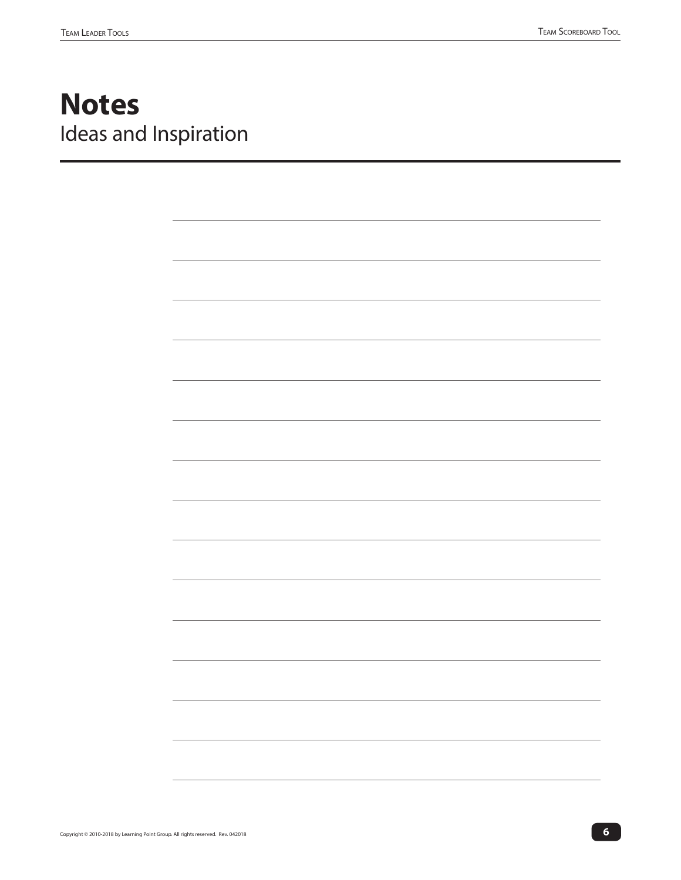# Notes

Ideas and Inspiration

Copyright © 2010-2018 by Learning Point Group. All rights reserved. Rev. 042018